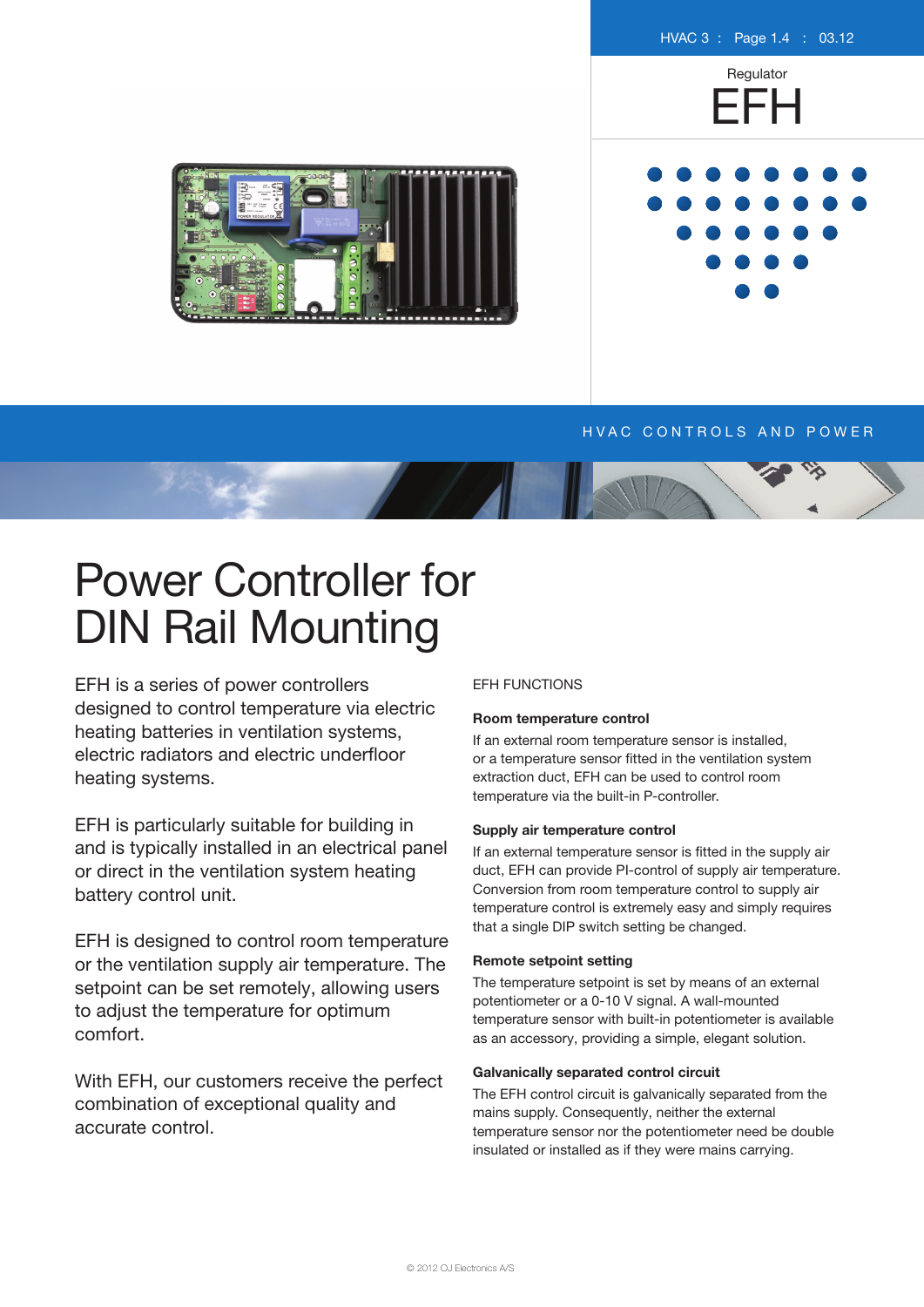Regulator

# EFH

HVAC CONTROLS AND POWER

# Power Controller for DIN Rail Mounting

EFH is a series of power controllers designed to control temperature via electric heating batteries in ventilation systems, electric radiators and electric underfloor heating systems.

EFH is particularly suitable for building in and is typically installed in an electrical panel or direct in the ventilation system heating battery control unit.

EFH is designed to control room temperature or the ventilation supply air temperature. The setpoint can be set remotely, allowing users to adjust the temperature for optimum comfort.

With EFH, our customers receive the perfect combination of exceptional quality and accurate control.

## EFH FUNCTIONS

### Room temperature control

If an external room temperature sensor is installed, or a temperature sensor fitted in the ventilation system extraction duct, EFH can be used to control room temperature via the built-in P-controller.

### Supply air temperature control

If an external temperature sensor is fitted in the supply air duct, EFH can provide PI-control of supply air temperature. Conversion from room temperature control to supply air temperature control is extremely easy and simply requires that a single DIP switch setting be changed.

### Remote setpoint setting

The temperature setpoint is set by means of an external potentiometer or a 0-10 V signal. A wall-mounted temperature sensor with built-in potentiometer is available as an accessory, providing a simple, elegant solution.

### Galvanically separated control circuit

The EFH control circuit is galvanically separated from the mains supply. Consequently, neither the external temperature sensor nor the potentiometer need be double insulated or installed as if they were mains carrying.

© 2012 OJ Electronics A/S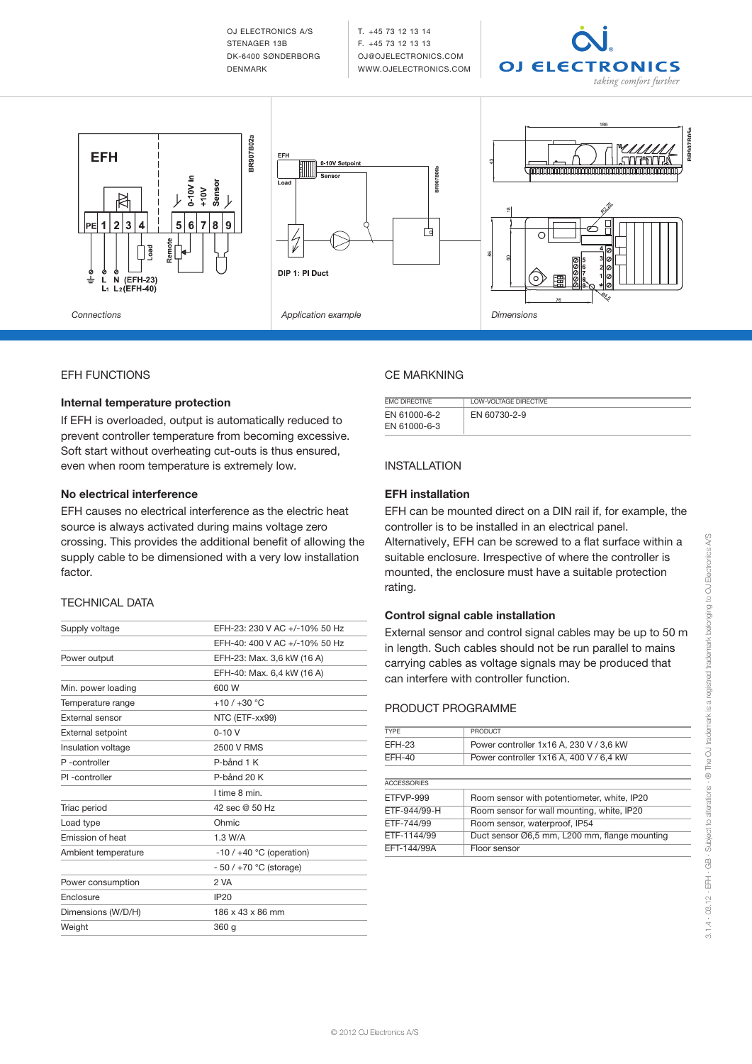OJ ELECTRONICS A/S
STENAGER 13B
DK-6400 SØNDERBORG
DENMARK

T. +45 73 12 13 14
F. +45 73 12 13 13
OJ@OJELECTRONICS.COM
WWW.OJELECTRONICS.COM

OJ ELECTRONICS
taking comfort further

EFH
PE 1 2 3 4 5 6 7 8 9
0-10V in
+10V
Sensor
Load
Remote
L N (EFH-23)
L1 L2 (EFH-40)
BR907B02a

*Connections*

EFH
0-10V Setpoint
Sensor
Load
DIP 1: PI Duct
BR907B08b

*Application example*

186
43
18
86
80
76
BR907A05a

*Dimensions*

## EFH FUNCTIONS

### Internal temperature protection

If EFH is overloaded, output is automatically reduced to prevent controller temperature from becoming excessive. Soft start without overheating cut-outs is thus ensured, even when room temperature is extremely low.

### No electrical interference

EFH causes no electrical interference as the electric heat source is always activated during mains voltage zero crossing. This provides the additional benefit of allowing the supply cable to be dimensioned with a very low installation factor.

## TECHNICAL DATA

| | |
|---|---|
| Supply voltage | EFH-23: 230 V AC +/-10% 50 Hz |
| | EFH-40: 400 V AC +/-10% 50 Hz |
| Power output | EFH-23: Max. 3,6 kW (16 A) |
| | EFH-40: Max. 6,4 kW (16 A) |
| Min. power loading | 600 W |
| Temperature range | +10 / +30 °C |
| External sensor | NTC (ETF-xx99) |
| External setpoint | 0-10 V |
| Insulation voltage | 2500 V RMS |
| P -controller | P-bånd 1 K |
| PI -controller | P-bånd 20 K |
| | I time 8 min. |
| Triac period | 42 sec @ 50 Hz |
| Load type | Ohmic |
| Emission of heat | 1.3 W/A |
| Ambient temperature | -10 / +40 °C (operation) |
| | - 50 / +70 °C (storage) |
| Power consumption | 2 VA |
| Enclosure | IP20 |
| Dimensions (W/D/H) | 186 x 43 x 86 mm |
| Weight | 360 g |

## CE MARKNING

| EMC DIRECTIVE | LOW-VOLTAGE DIRECTIVE |
|---|---|
| EN 61000-6-2<br>EN 61000-6-3 | EN 60730-2-9 |

## INSTALLATION

### EFH installation

EFH can be mounted direct on a DIN rail if, for example, the controller is to be installed in an electrical panel. Alternatively, EFH can be screwed to a flat surface within a suitable enclosure. Irrespective of where the controller is mounted, the enclosure must have a suitable protection rating.

### Control signal cable installation

External sensor and control signal cables may be up to 50 m in length. Such cables should not be run parallel to mains carrying cables as voltage signals may be produced that can interfere with controller function.

## PRODUCT PROGRAMME

| TYPE | PRODUCT |
|---|---|
| EFH-23 | Power controller 1x16 A, 230 V / 3,6 kW |
| EFH-40 | Power controller 1x16 A, 400 V / 6,4 kW |

| ACCESSORIES | |
|---|---|
| ETFVP-999 | Room sensor with potentiometer, white, IP20 |
| ETF-944/99-H | Room sensor for wall mounting, white, IP20 |
| ETF-744/99 | Room sensor, waterproof, IP54 |
| ETF-1144/99 | Duct sensor Ø6,5 mm, L200 mm, flange mounting |
| EFT-144/99A | Floor sensor |

3.1.4 · 09.12 · EFH · GB · Subject to alterations · ® The OJ trademark is a registred trademark belonging to OJ Electronics A/S

© 2012 OJ Electronics A/S